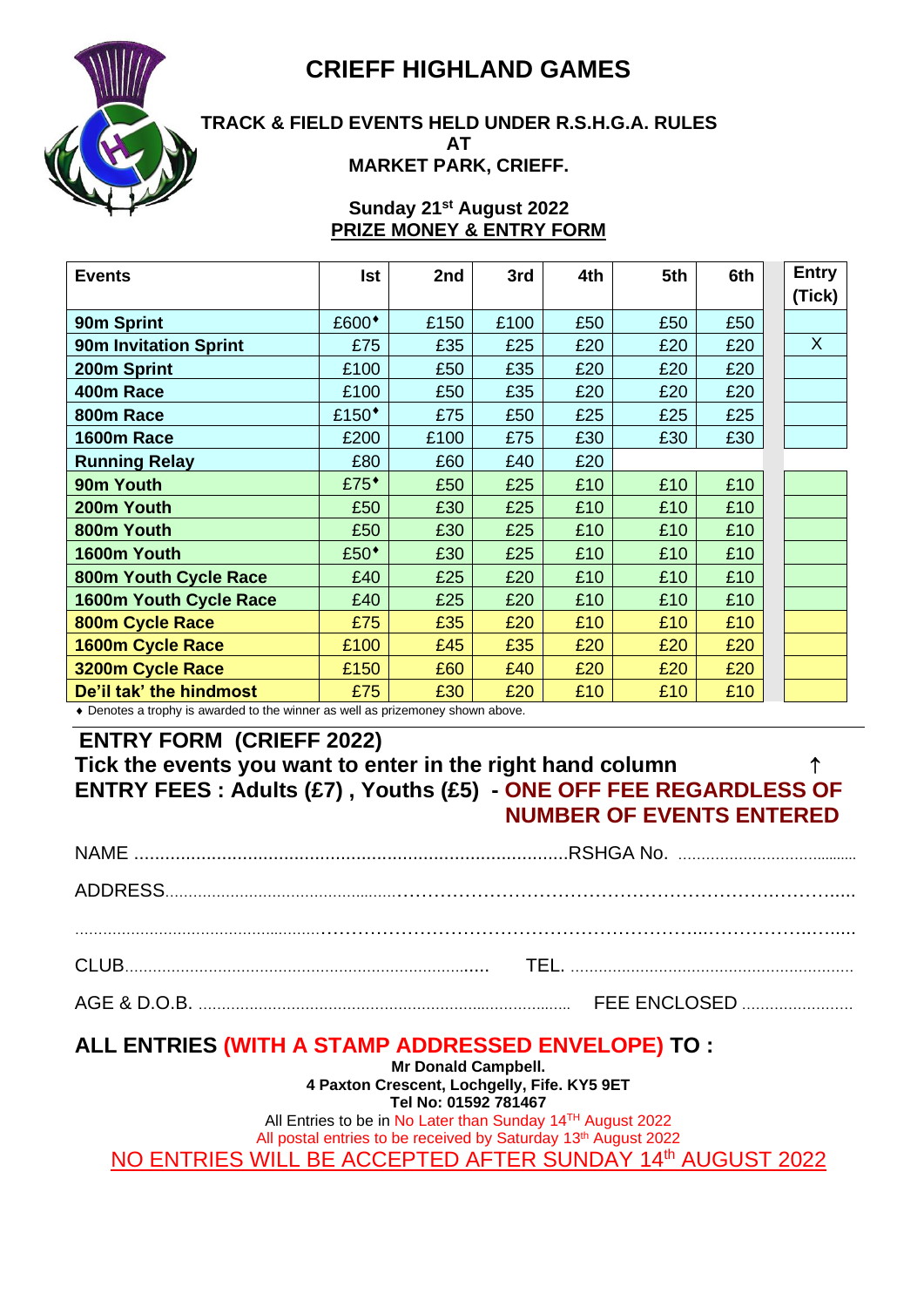# CRIEFF HIGHLAND GAMES

**TRACK & FIELD EVENTS HELD UNDER R.S.H.G.A. RULES**
**AT**
**MARKET PARK, CRIEFF.**

**Sunday 21st August 2022**
**PRIZE MONEY & ENTRY FORM**

| Events | Ist | 2nd | 3rd | 4th | 5th | 6th | Entry (Tick) |
|---|---|---|---|---|---|---|---|
| **90m Sprint** | £600♦ | £150 | £100 | £50 | £50 | £50 | |
| **90m Invitation Sprint** | £75 | £35 | £25 | £20 | £20 | £20 | X |
| **200m Sprint** | £100 | £50 | £35 | £20 | £20 | £20 | |
| **400m Race** | £100 | £50 | £35 | £20 | £20 | £20 | |
| **800m Race** | £150♦ | £75 | £50 | £25 | £25 | £25 | |
| **1600m Race** | £200 | £100 | £75 | £30 | £30 | £30 | |
| **Running Relay** | £80 | £60 | £40 | £20 | | | |
| **90m Youth** | £75♦ | £50 | £25 | £10 | £10 | £10 | |
| **200m Youth** | £50 | £30 | £25 | £10 | £10 | £10 | |
| **800m Youth** | £50 | £30 | £25 | £10 | £10 | £10 | |
| **1600m Youth** | £50♦ | £30 | £25 | £10 | £10 | £10 | |
| **800m Youth Cycle Race** | £40 | £25 | £20 | £10 | £10 | £10 | |
| **1600m Youth Cycle Race** | £40 | £25 | £20 | £10 | £10 | £10 | |
| **800m Cycle Race** | £75 | £35 | £20 | £10 | £10 | £10 | |
| **1600m Cycle Race** | £100 | £45 | £35 | £20 | £20 | £20 | |
| **3200m Cycle Race** | £150 | £60 | £40 | £20 | £20 | £20 | |
| **De'il tak' the hindmost** | £75 | £30 | £20 | £10 | £10 | £10 | |

♦ Denotes a trophy is awarded to the winner as well as prizemoney shown above.

## ENTRY FORM (CRIEFF 2022)

**Tick the events you want to enter in the right hand column ↑**
**ENTRY FEES : Adults (£7) , Youths (£5) - ONE OFF FEE REGARDLESS OF NUMBER OF EVENTS ENTERED**

NAME ............................................................................................RSHGA No. ......................................

ADDRESS...........................................................................................................................................

.............................................................................................................................................................

CLUB............................................................................... TEL. ............................................................

AGE & D.O.B. ............................................................................... FEE ENCLOSED ........................

## ALL ENTRIES (WITH A STAMP ADDRESSED ENVELOPE) TO :

**Mr Donald Campbell.**
**4 Paxton Crescent, Lochgelly, Fife. KY5 9ET**
**Tel No: 01592 781467**

All Entries to be in No Later than Sunday 14TH August 2022
All postal entries to be received by Saturday 13th August 2022

NO ENTRIES WILL BE ACCEPTED AFTER SUNDAY 14th AUGUST 2022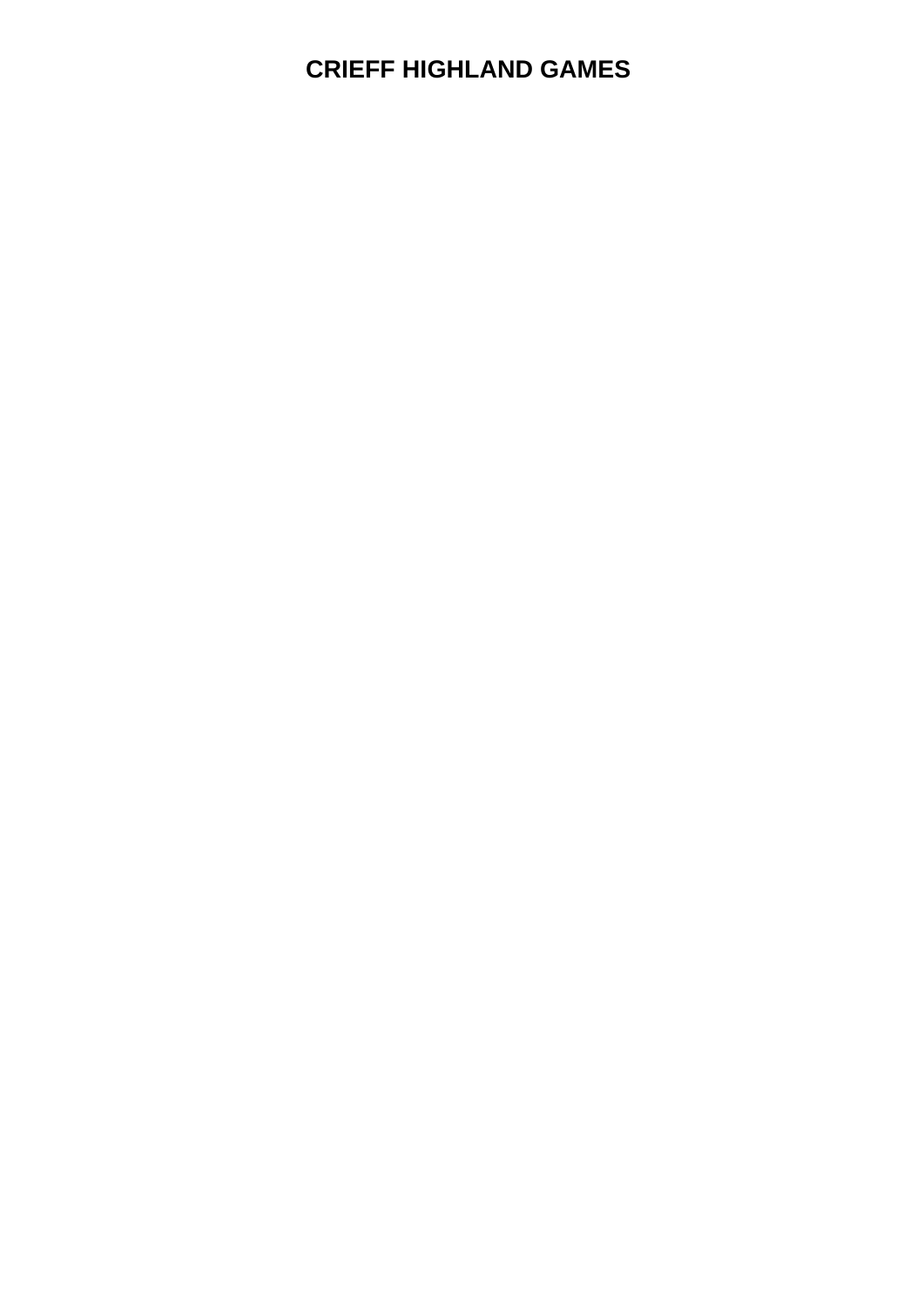# CRIEFF HIGHLAND GAMES